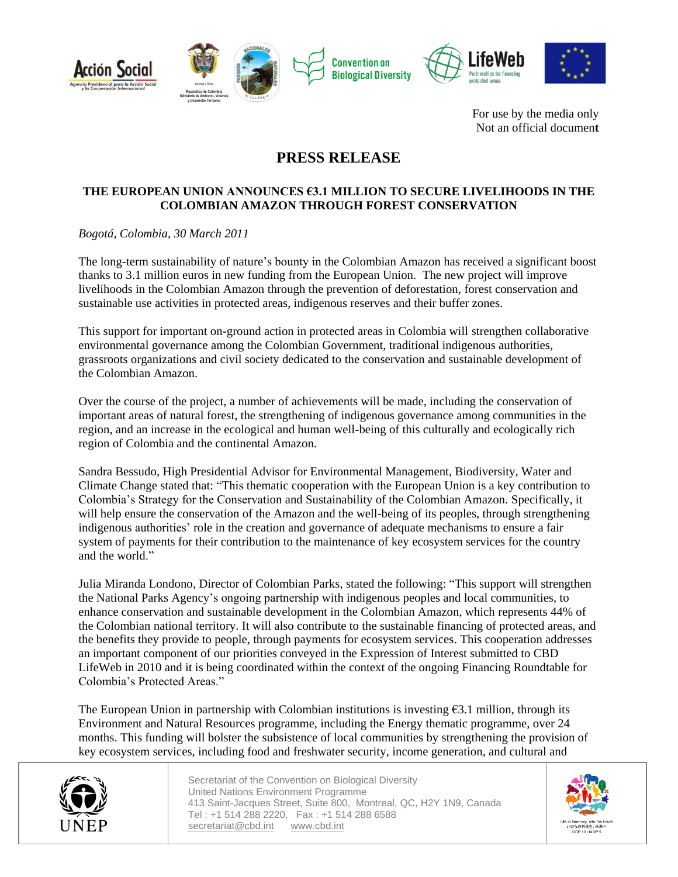For use by the media only
Not an official document

# PRESS RELEASE

## THE EUROPEAN UNION ANNOUNCES €3.1 MILLION TO SECURE LIVELIHOODS IN THE COLOMBIAN AMAZON THROUGH FOREST CONSERVATION

*Bogotá, Colombia, 30 March 2011*

The long-term sustainability of nature's bounty in the Colombian Amazon has received a significant boost thanks to 3.1 million euros in new funding from the European Union. The new project will improve livelihoods in the Colombian Amazon through the prevention of deforestation, forest conservation and sustainable use activities in protected areas, indigenous reserves and their buffer zones.

This support for important on-ground action in protected areas in Colombia will strengthen collaborative environmental governance among the Colombian Government, traditional indigenous authorities, grassroots organizations and civil society dedicated to the conservation and sustainable development of the Colombian Amazon.

Over the course of the project, a number of achievements will be made, including the conservation of important areas of natural forest, the strengthening of indigenous governance among communities in the region, and an increase in the ecological and human well-being of this culturally and ecologically rich region of Colombia and the continental Amazon.

Sandra Bessudo, High Presidential Advisor for Environmental Management, Biodiversity, Water and Climate Change stated that: "This thematic cooperation with the European Union is a key contribution to Colombia's Strategy for the Conservation and Sustainability of the Colombian Amazon. Specifically, it will help ensure the conservation of the Amazon and the well-being of its peoples, through strengthening indigenous authorities' role in the creation and governance of adequate mechanisms to ensure a fair system of payments for their contribution to the maintenance of key ecosystem services for the country and the world."

Julia Miranda Londono, Director of Colombian Parks, stated the following: "This support will strengthen the National Parks Agency's ongoing partnership with indigenous peoples and local communities, to enhance conservation and sustainable development in the Colombian Amazon, which represents 44% of the Colombian national territory. It will also contribute to the sustainable financing of protected areas, and the benefits they provide to people, through payments for ecosystem services. This cooperation addresses an important component of our priorities conveyed in the Expression of Interest submitted to CBD LifeWeb in 2010 and it is being coordinated within the context of the ongoing Financing Roundtable for Colombia's Protected Areas."

The European Union in partnership with Colombian institutions is investing €3.1 million, through its Environment and Natural Resources programme, including the Energy thematic programme, over 24 months. This funding will bolster the subsistence of local communities by strengthening the provision of key ecosystem services, including food and freshwater security, income generation, and cultural and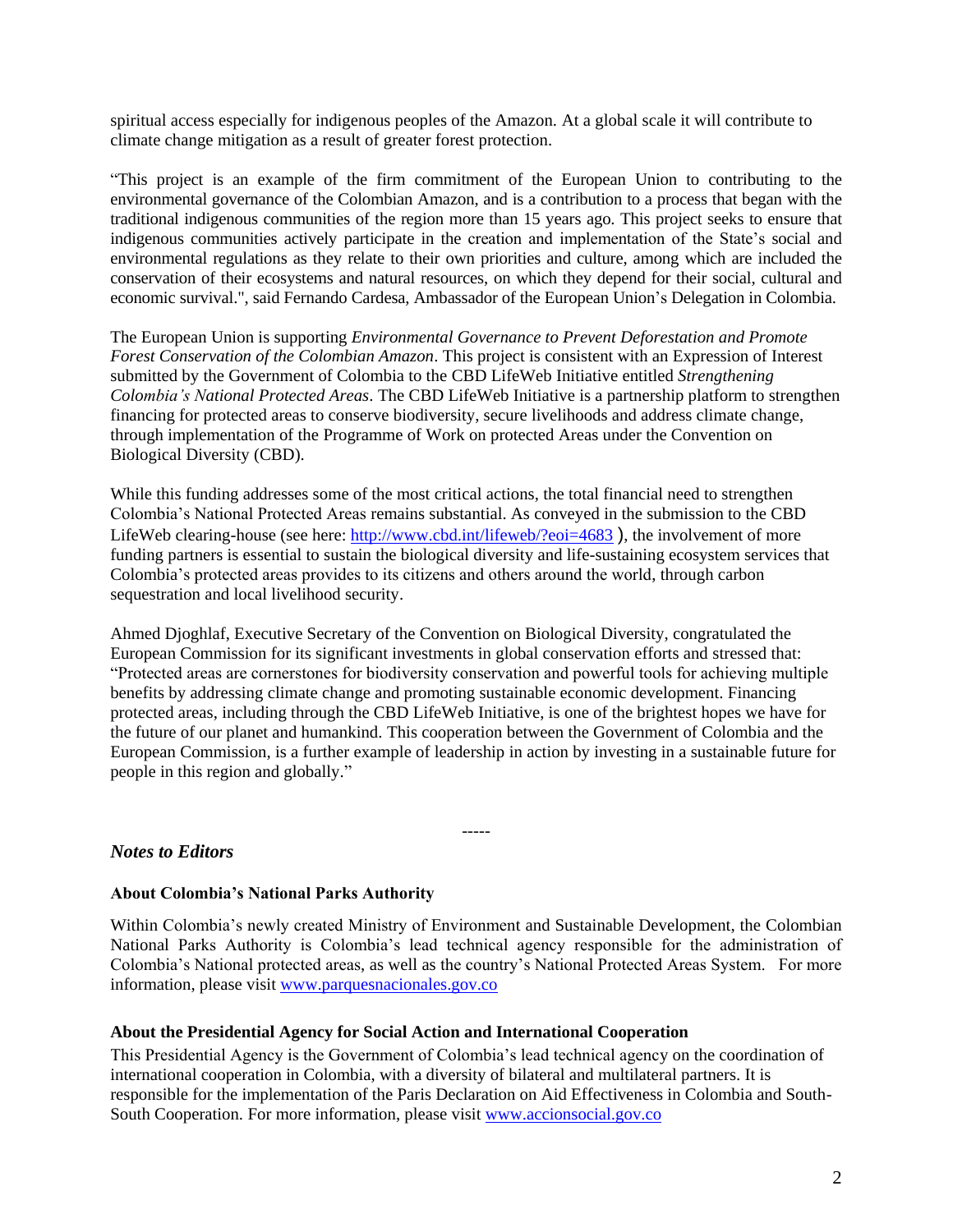spiritual access especially for indigenous peoples of the Amazon. At a global scale it will contribute to climate change mitigation as a result of greater forest protection.

"This project is an example of the firm commitment of the European Union to contributing to the environmental governance of the Colombian Amazon, and is a contribution to a process that began with the traditional indigenous communities of the region more than 15 years ago. This project seeks to ensure that indigenous communities actively participate in the creation and implementation of the State's social and environmental regulations as they relate to their own priorities and culture, among which are included the conservation of their ecosystems and natural resources, on which they depend for their social, cultural and economic survival.", said Fernando Cardesa, Ambassador of the European Union's Delegation in Colombia.

The European Union is supporting *Environmental Governance to Prevent Deforestation and Promote Forest Conservation of the Colombian Amazon*. This project is consistent with an Expression of Interest submitted by the Government of Colombia to the CBD LifeWeb Initiative entitled *Strengthening Colombia's National Protected Areas*. The CBD LifeWeb Initiative is a partnership platform to strengthen financing for protected areas to conserve biodiversity, secure livelihoods and address climate change, through implementation of the Programme of Work on protected Areas under the Convention on Biological Diversity (CBD).

While this funding addresses some of the most critical actions, the total financial need to strengthen Colombia's National Protected Areas remains substantial. As conveyed in the submission to the CBD LifeWeb clearing-house (see here: http://www.cbd.int/lifeweb/?eoi=4683 ), the involvement of more funding partners is essential to sustain the biological diversity and life-sustaining ecosystem services that Colombia's protected areas provides to its citizens and others around the world, through carbon sequestration and local livelihood security.

Ahmed Djoghlaf, Executive Secretary of the Convention on Biological Diversity, congratulated the European Commission for its significant investments in global conservation efforts and stressed that: "Protected areas are cornerstones for biodiversity conservation and powerful tools for achieving multiple benefits by addressing climate change and promoting sustainable economic development. Financing protected areas, including through the CBD LifeWeb Initiative, is one of the brightest hopes we have for the future of our planet and humankind. This cooperation between the Government of Colombia and the European Commission, is a further example of leadership in action by investing in a sustainable future for people in this region and globally."

-----

## *Notes to Editors*

**About Colombia's National Parks Authority**

Within Colombia's newly created Ministry of Environment and Sustainable Development, the Colombian National Parks Authority is Colombia's lead technical agency responsible for the administration of Colombia's National protected areas, as well as the country's National Protected Areas System. For more information, please visit www.parquesnacionales.gov.co

**About the Presidential Agency for Social Action and International Cooperation**

This Presidential Agency is the Government of Colombia's lead technical agency on the coordination of international cooperation in Colombia, with a diversity of bilateral and multilateral partners. It is responsible for the implementation of the Paris Declaration on Aid Effectiveness in Colombia and South-South Cooperation. For more information, please visit www.accionsocial.gov.co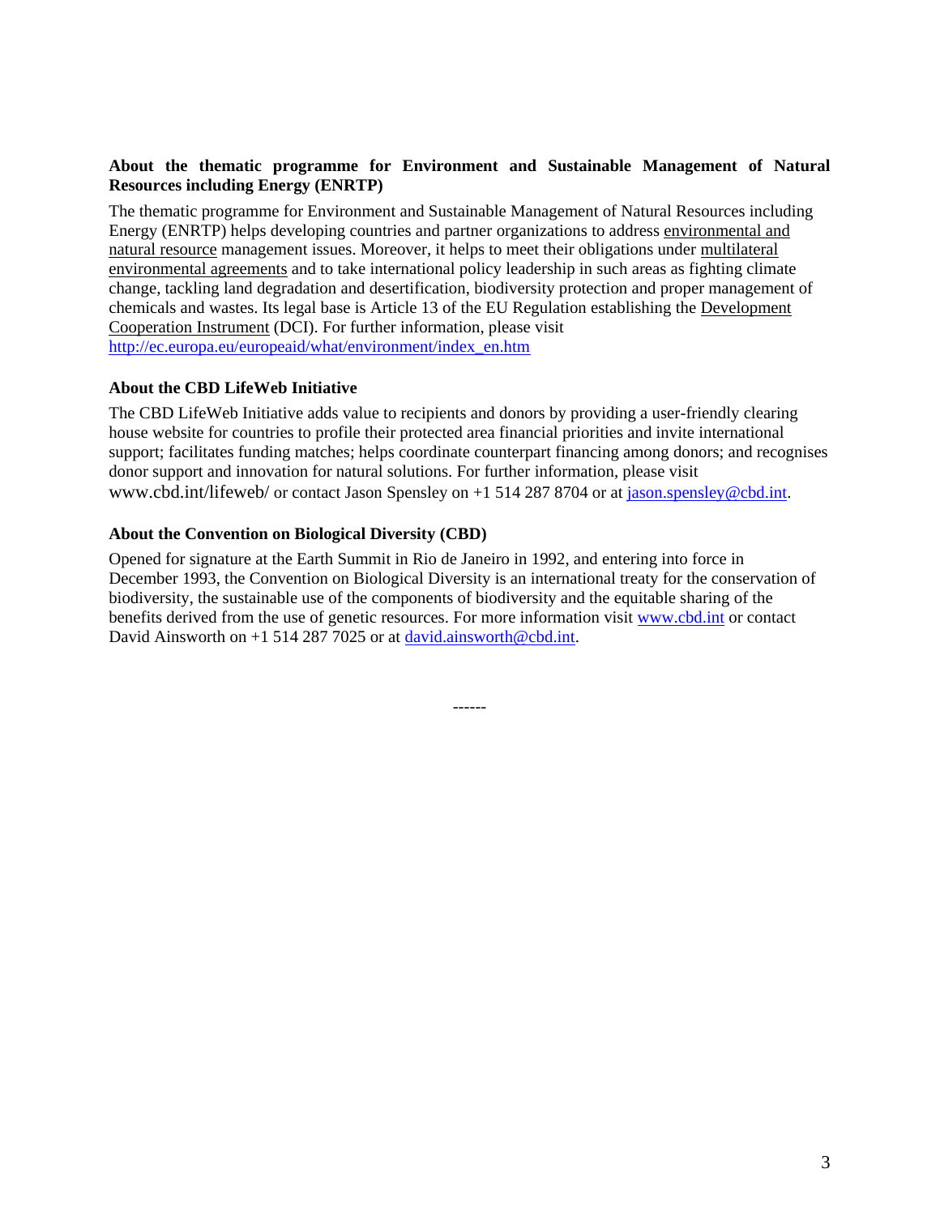**About the thematic programme for Environment and Sustainable Management of Natural Resources including Energy (ENRTP)**

The thematic programme for Environment and Sustainable Management of Natural Resources including Energy (ENRTP) helps developing countries and partner organizations to address environmental and natural resource management issues. Moreover, it helps to meet their obligations under multilateral environmental agreements and to take international policy leadership in such areas as fighting climate change, tackling land degradation and desertification, biodiversity protection and proper management of chemicals and wastes. Its legal base is Article 13 of the EU Regulation establishing the Development Cooperation Instrument (DCI). For further information, please visit http://ec.europa.eu/europeaid/what/environment/index_en.htm

**About the CBD LifeWeb Initiative**

The CBD LifeWeb Initiative adds value to recipients and donors by providing a user-friendly clearing house website for countries to profile their protected area financial priorities and invite international support; facilitates funding matches; helps coordinate counterpart financing among donors; and recognises donor support and innovation for natural solutions. For further information, please visit www.cbd.int/lifeweb/ or contact Jason Spensley on +1 514 287 8704 or at jason.spensley@cbd.int.

**About the Convention on Biological Diversity (CBD)**

Opened for signature at the Earth Summit in Rio de Janeiro in 1992, and entering into force in December 1993, the Convention on Biological Diversity is an international treaty for the conservation of biodiversity, the sustainable use of the components of biodiversity and the equitable sharing of the benefits derived from the use of genetic resources. For more information visit www.cbd.int or contact David Ainsworth on +1 514 287 7025 or at david.ainsworth@cbd.int.

------